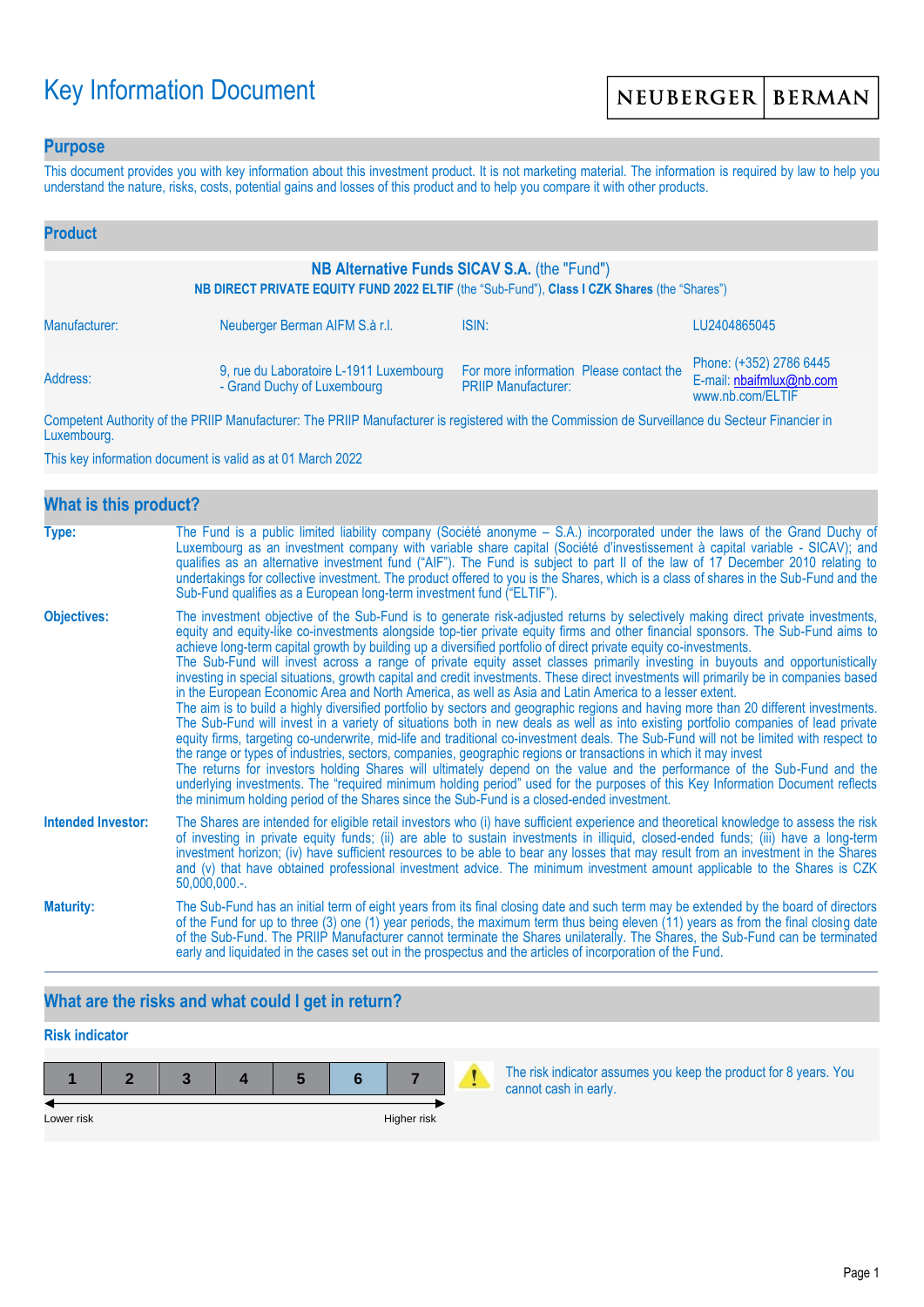# Key Information Document

NEUBERGER | BERMAN

## Purpose

This document provides you with key information about this investment product. It is not marketing material. The information is required by law to help you understand the nature, risks, costs, potential gains and losses of this product and to help you compare it with other products.

## Product

**NB Alternative Funds SICAV S.A.** (the "Fund")

**NB DIRECT PRIVATE EQUITY FUND 2022 ELTIF** (the "Sub-Fund"), **Class I CZK Shares** (the "Shares")

| | | | |
|---|---|---|---|
| Manufacturer: | Neuberger Berman AIFM S.à r.l. | ISIN: | LU2404865045 |
| Address: | 9, rue du Laboratoire L-1911 Luxembourg - Grand Duchy of Luxembourg | For more information Please contact the PRIIP Manufacturer: | Phone: (+352) 2786 6445<br>E-mail: nbaifmlux@nb.com<br>www.nb.com/ELTIF |

Competent Authority of the PRIIP Manufacturer: The PRIIP Manufacturer is registered with the Commission de Surveillance du Secteur Financier in Luxembourg.

This key information document is valid as at 01 March 2022

## What is this product?

**Type:** The Fund is a public limited liability company (Société anonyme – S.A.) incorporated under the laws of the Grand Duchy of Luxembourg as an investment company with variable share capital (Société d'investissement à capital variable - SICAV); and qualifies as an alternative investment fund ("AIF"). The Fund is subject to part II of the law of 17 December 2010 relating to undertakings for collective investment. The product offered to you is the Shares, which is a class of shares in the Sub-Fund and the Sub-Fund qualifies as a European long-term investment fund ("ELTIF").

**Objectives:** The investment objective of the Sub-Fund is to generate risk-adjusted returns by selectively making direct private investments, equity and equity-like co-investments alongside top-tier private equity firms and other financial sponsors. The Sub-Fund aims to achieve long-term capital growth by building up a diversified portfolio of direct private equity co-investments.
The Sub-Fund will invest across a range of private equity asset classes primarily investing in buyouts and opportunistically investing in special situations, growth capital and credit investments. These direct investments will primarily be in companies based in the European Economic Area and North America, as well as Asia and Latin America to a lesser extent.
The aim is to build a highly diversified portfolio by sectors and geographic regions and having more than 20 different investments. The Sub-Fund will invest in a variety of situations both in new deals as well as into existing portfolio companies of lead private equity firms, targeting co-underwrite, mid-life and traditional co-investment deals. The Sub-Fund will not be limited with respect to the range or types of industries, sectors, companies, geographic regions or transactions in which it may invest
The returns for investors holding Shares will ultimately depend on the value and the performance of the Sub-Fund and the underlying investments. The "required minimum holding period" used for the purposes of this Key Information Document reflects the minimum holding period of the Shares since the Sub-Fund is a closed-ended investment.

**Intended Investor:** The Shares are intended for eligible retail investors who (i) have sufficient experience and theoretical knowledge to assess the risk of investing in private equity funds; (ii) are able to sustain investments in illiquid, closed-ended funds; (iii) have a long-term investment horizon; (iv) have sufficient resources to be able to bear any losses that may result from an investment in the Shares and (v) that have obtained professional investment advice. The minimum investment amount applicable to the Shares is CZK 50,000,000.-.

**Maturity:** The Sub-Fund has an initial term of eight years from its final closing date and such term may be extended by the board of directors of the Fund for up to three (3) one (1) year periods, the maximum term thus being eleven (11) years as from the final closing date of the Sub-Fund. The PRIIP Manufacturer cannot terminate the Shares unilaterally. The Shares, the Sub-Fund can be terminated early and liquidated in the cases set out in the prospectus and the articles of incorporation of the Fund.

## What are the risks and what could I get in return?

### Risk indicator

| 1 | 2 | 3 | 4 | 5 | **6** | 7 |
|---|---|---|---|---|---|---|

Lower risk — Higher risk

The risk indicator assumes you keep the product for 8 years. You cannot cash in early.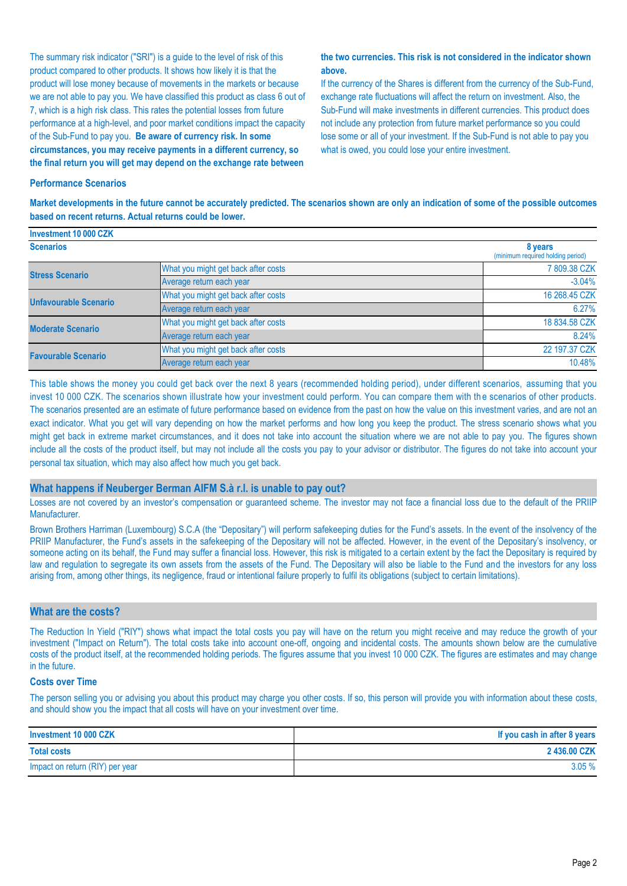The summary risk indicator ("SRI") is a guide to the level of risk of this product compared to other products. It shows how likely it is that the product will lose money because of movements in the markets or because we are not able to pay you. We have classified this product as class 6 out of 7, which is a high risk class. This rates the potential losses from future performance at a high-level, and poor market conditions impact the capacity of the Sub-Fund to pay you. **Be aware of currency risk. In some circumstances, you may receive payments in a different currency, so the final return you will get may depend on the exchange rate between the two currencies. This risk is not considered in the indicator shown above.**

If the currency of the Shares is different from the currency of the Sub-Fund, exchange rate fluctuations will affect the return on investment. Also, the Sub-Fund will make investments in different currencies. This product does not include any protection from future market performance so you could lose some or all of your investment. If the Sub-Fund is not able to pay you what is owed, you could lose your entire investment.

### Performance Scenarios

**Market developments in the future cannot be accurately predicted. The scenarios shown are only an indication of some of the possible outcomes based on recent returns. Actual returns could be lower.**

| **Investment 10 000 CZK** | | |
|---|---|---|
| **Scenarios** | | **8 years** (minimum required holding period) |
| **Stress Scenario** | What you might get back after costs | 7 809.38 CZK |
| | Average return each year | -3.04% |
| **Unfavourable Scenario** | What you might get back after costs | 16 268.45 CZK |
| | Average return each year | 6.27% |
| **Moderate Scenario** | What you might get back after costs | 18 834.58 CZK |
| | Average return each year | 8.24% |
| **Favourable Scenario** | What you might get back after costs | 22 197.37 CZK |
| | Average return each year | 10.48% |

This table shows the money you could get back over the next 8 years (recommended holding period), under different scenarios, assuming that you invest 10 000 CZK. The scenarios shown illustrate how your investment could perform. You can compare them with the scenarios of other products. The scenarios presented are an estimate of future performance based on evidence from the past on how the value on this investment varies, and are not an exact indicator. What you get will vary depending on how the market performs and how long you keep the product. The stress scenario shows what you might get back in extreme market circumstances, and it does not take into account the situation where we are not able to pay you. The figures shown include all the costs of the product itself, but may not include all the costs you pay to your advisor or distributor. The figures do not take into account your personal tax situation, which may also affect how much you get back.

## What happens if Neuberger Berman AIFM S.à r.l. is unable to pay out?

Losses are not covered by an investor's compensation or guaranteed scheme. The investor may not face a financial loss due to the default of the PRIIP Manufacturer.

Brown Brothers Harriman (Luxembourg) S.C.A (the "Depositary") will perform safekeeping duties for the Fund's assets. In the event of the insolvency of the PRIIP Manufacturer, the Fund's assets in the safekeeping of the Depositary will not be affected. However, in the event of the Depositary's insolvency, or someone acting on its behalf, the Fund may suffer a financial loss. However, this risk is mitigated to a certain extent by the fact the Depositary is required by law and regulation to segregate its own assets from the assets of the Fund. The Depositary will also be liable to the Fund and the investors for any loss arising from, among other things, its negligence, fraud or intentional failure properly to fulfil its obligations (subject to certain limitations).

## What are the costs?

The Reduction In Yield ("RIY") shows what impact the total costs you pay will have on the return you might receive and may reduce the growth of your investment ("Impact on Return"). The total costs take into account one-off, ongoing and incidental costs. The amounts shown below are the cumulative costs of the product itself, at the recommended holding periods. The figures assume that you invest 10 000 CZK. The figures are estimates and may change in the future.

### Costs over Time

The person selling you or advising you about this product may charge you other costs. If so, this person will provide you with information about these costs, and should show you the impact that all costs will have on your investment over time.

| **Investment 10 000 CZK** | **If you cash in after 8 years** |
|---|---|
| **Total costs** | **2 436.00 CZK** |
| Impact on return (RIY) per year | 3.05 % |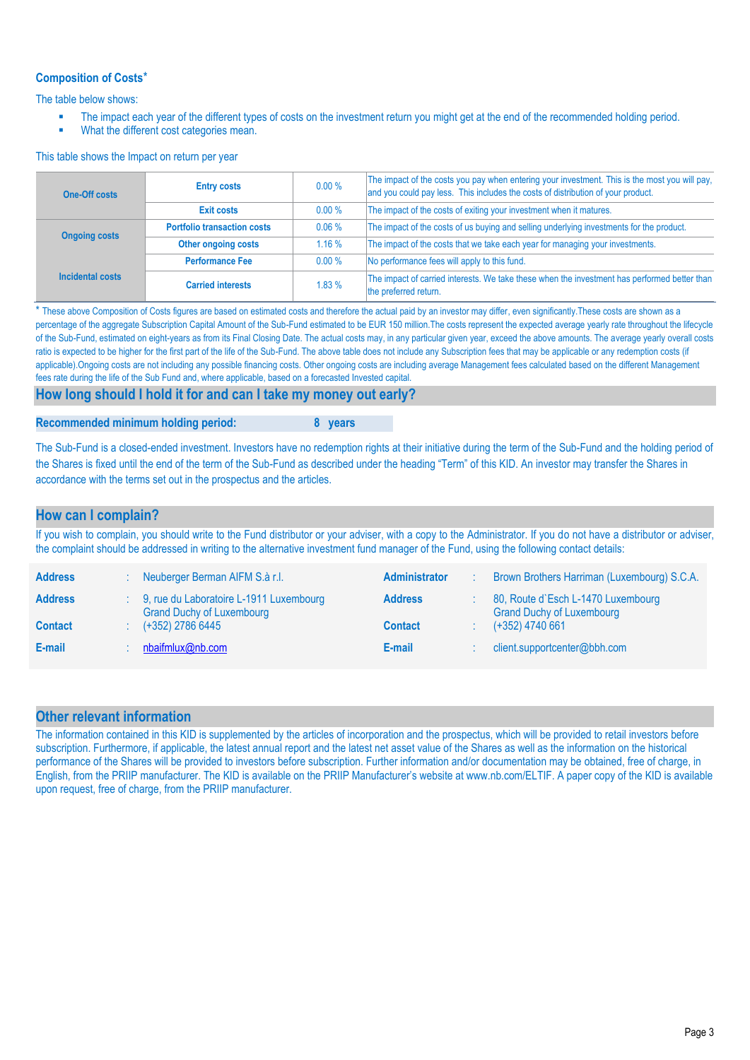### Composition of Costs*

The table below shows:

- The impact each year of the different types of costs on the investment return you might get at the end of the recommended holding period.
- What the different cost categories mean.

This table shows the Impact on return per year

| | | | |
|---|---|---|---|
| **One-Off costs** | **Entry costs** | 0.00 % | The impact of the costs you pay when entering your investment. This is the most you will pay, and you could pay less. This includes the costs of distribution of your product. |
| | **Exit costs** | 0.00 % | The impact of the costs of exiting your investment when it matures. |
| **Ongoing costs** | **Portfolio transaction costs** | 0.06 % | The impact of the costs of us buying and selling underlying investments for the product. |
| | **Other ongoing costs** | 1.16 % | The impact of the costs that we take each year for managing your investments. |
| **Incidental costs** | **Performance Fee** | 0.00 % | No performance fees will apply to this fund. |
| | **Carried interests** | 1.83 % | The impact of carried interests. We take these when the investment has performed better than the preferred return. |

* These above Composition of Costs figures are based on estimated costs and therefore the actual paid by an investor may differ, even significantly.These costs are shown as a percentage of the aggregate Subscription Capital Amount of the Sub-Fund estimated to be EUR 150 million.The costs represent the expected average yearly rate throughout the lifecycle of the Sub-Fund, estimated on eight-years as from its Final Closing Date. The actual costs may, in any particular given year, exceed the above amounts. The average yearly overall costs ratio is expected to be higher for the first part of the life of the Sub-Fund. The above table does not include any Subscription fees that may be applicable or any redemption costs (if applicable).Ongoing costs are not including any possible financing costs. Other ongoing costs are including average Management fees calculated based on the different Management fees rate during the life of the Sub Fund and, where applicable, based on a forecasted Invested capital.

## How long should I hold it for and can I take my money out early?

**Recommended minimum holding period:** **8 years**

The Sub-Fund is a closed-ended investment. Investors have no redemption rights at their initiative during the term of the Sub-Fund and the holding period of the Shares is fixed until the end of the term of the Sub-Fund as described under the heading "Term" of this KID. An investor may transfer the Shares in accordance with the terms set out in the prospectus and the articles.

## How can I complain?

If you wish to complain, you should write to the Fund distributor or your adviser, with a copy to the Administrator. If you do not have a distributor or adviser, the complaint should be addressed in writing to the alternative investment fund manager of the Fund, using the following contact details:

| | | | |
|---|---|---|---|
| **Address** | Neuberger Berman AIFM S.à r.l. | **Administrator** | Brown Brothers Harriman (Luxembourg) S.C.A. |
| **Address** | 9, rue du Laboratoire L-1911 Luxembourg Grand Duchy of Luxembourg | **Address** | 80, Route d`Esch L-1470 Luxembourg Grand Duchy of Luxembourg |
| **Contact** | (+352) 2786 6445 | **Contact** | (+352) 4740 661 |
| **E-mail** | nbaifmlux@nb.com | **E-mail** | client.supportcenter@bbh.com |

## Other relevant information

The information contained in this KID is supplemented by the articles of incorporation and the prospectus, which will be provided to retail investors before subscription. Furthermore, if applicable, the latest annual report and the latest net asset value of the Shares as well as the information on the historical performance of the Shares will be provided to investors before subscription. Further information and/or documentation may be obtained, free of charge, in English, from the PRIIP manufacturer. The KID is available on the PRIIP Manufacturer's website at www.nb.com/ELTIF. A paper copy of the KID is available upon request, free of charge, from the PRIIP manufacturer.